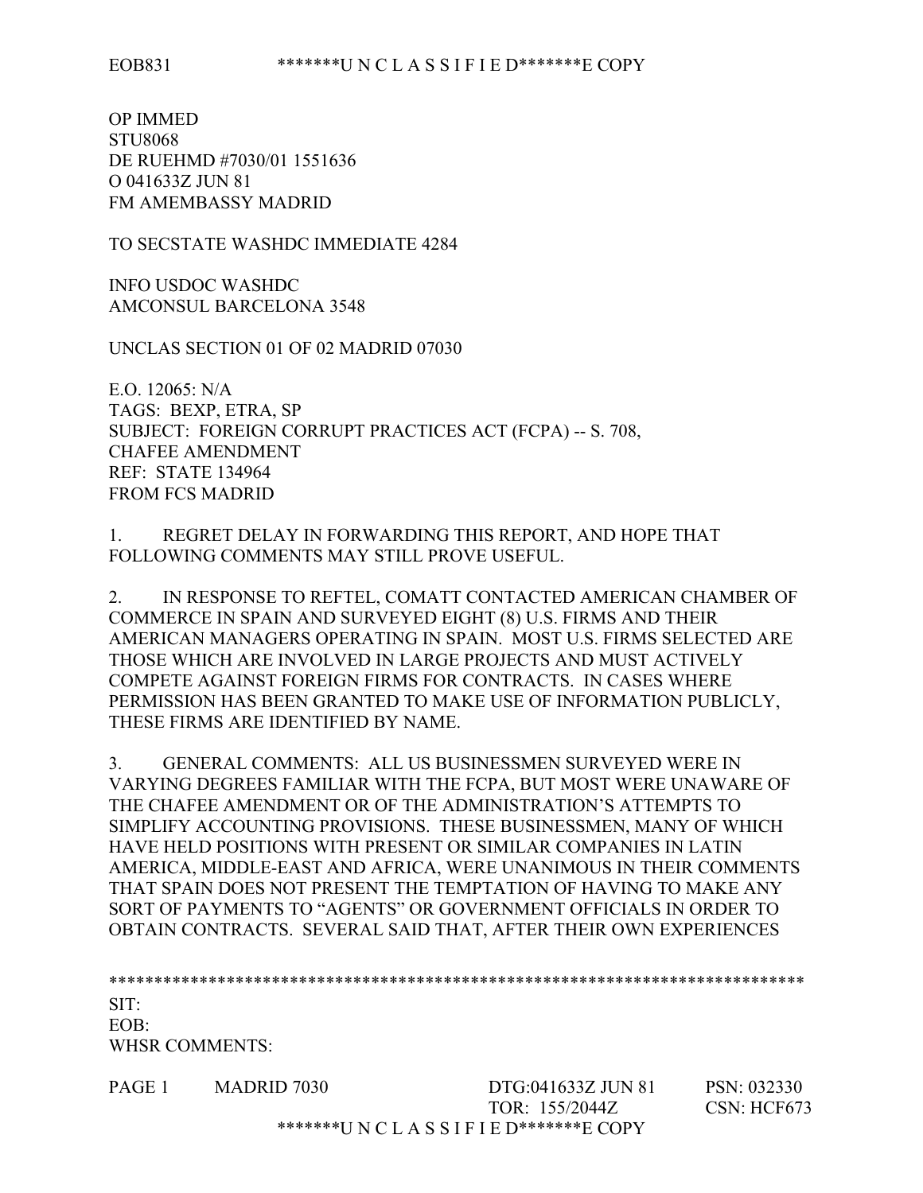OP IMMED
STU8068
DE RUEHMD #7030/01 1551636
O 041633Z JUN 81
FM AMEMBASSY MADRID

TO SECSTATE WASHDC IMMEDIATE 4284

INFO USDOC WASHDC
AMCONSUL BARCELONA 3548

UNCLAS SECTION 01 OF 02 MADRID 07030

E.O. 12065: N/A
TAGS: BEXP, ETRA, SP
SUBJECT: FOREIGN CORRUPT PRACTICES ACT (FCPA) -- S. 708,
CHAFEE AMENDMENT
REF: STATE 134964
FROM FCS MADRID

1. REGRET DELAY IN FORWARDING THIS REPORT, AND HOPE THAT FOLLOWING COMMENTS MAY STILL PROVE USEFUL.

2. IN RESPONSE TO REFTEL, COMATT CONTACTED AMERICAN CHAMBER OF COMMERCE IN SPAIN AND SURVEYED EIGHT (8) U.S. FIRMS AND THEIR AMERICAN MANAGERS OPERATING IN SPAIN. MOST U.S. FIRMS SELECTED ARE THOSE WHICH ARE INVOLVED IN LARGE PROJECTS AND MUST ACTIVELY COMPETE AGAINST FOREIGN FIRMS FOR CONTRACTS. IN CASES WHERE PERMISSION HAS BEEN GRANTED TO MAKE USE OF INFORMATION PUBLICLY, THESE FIRMS ARE IDENTIFIED BY NAME.

3. GENERAL COMMENTS: ALL US BUSINESSMEN SURVEYED WERE IN VARYING DEGREES FAMILIAR WITH THE FCPA, BUT MOST WERE UNAWARE OF THE CHAFEE AMENDMENT OR OF THE ADMINISTRATION'S ATTEMPTS TO SIMPLIFY ACCOUNTING PROVISIONS. THESE BUSINESSMEN, MANY OF WHICH HAVE HELD POSITIONS WITH PRESENT OR SIMILAR COMPANIES IN LATIN AMERICA, MIDDLE-EAST AND AFRICA, WERE UNANIMOUS IN THEIR COMMENTS THAT SPAIN DOES NOT PRESENT THE TEMPTATION OF HAVING TO MAKE ANY SORT OF PAYMENTS TO "AGENTS" OR GOVERNMENT OFFICIALS IN ORDER TO OBTAIN CONTRACTS. SEVERAL SAID THAT, AFTER THEIR OWN EXPERIENCES

SIT:
EOB:
WHSR COMMENTS:

PAGE 1 MADRID 7030 DTG:041633Z JUN 81 PSN: 032330
TOR: 155/2044Z CSN: HCF673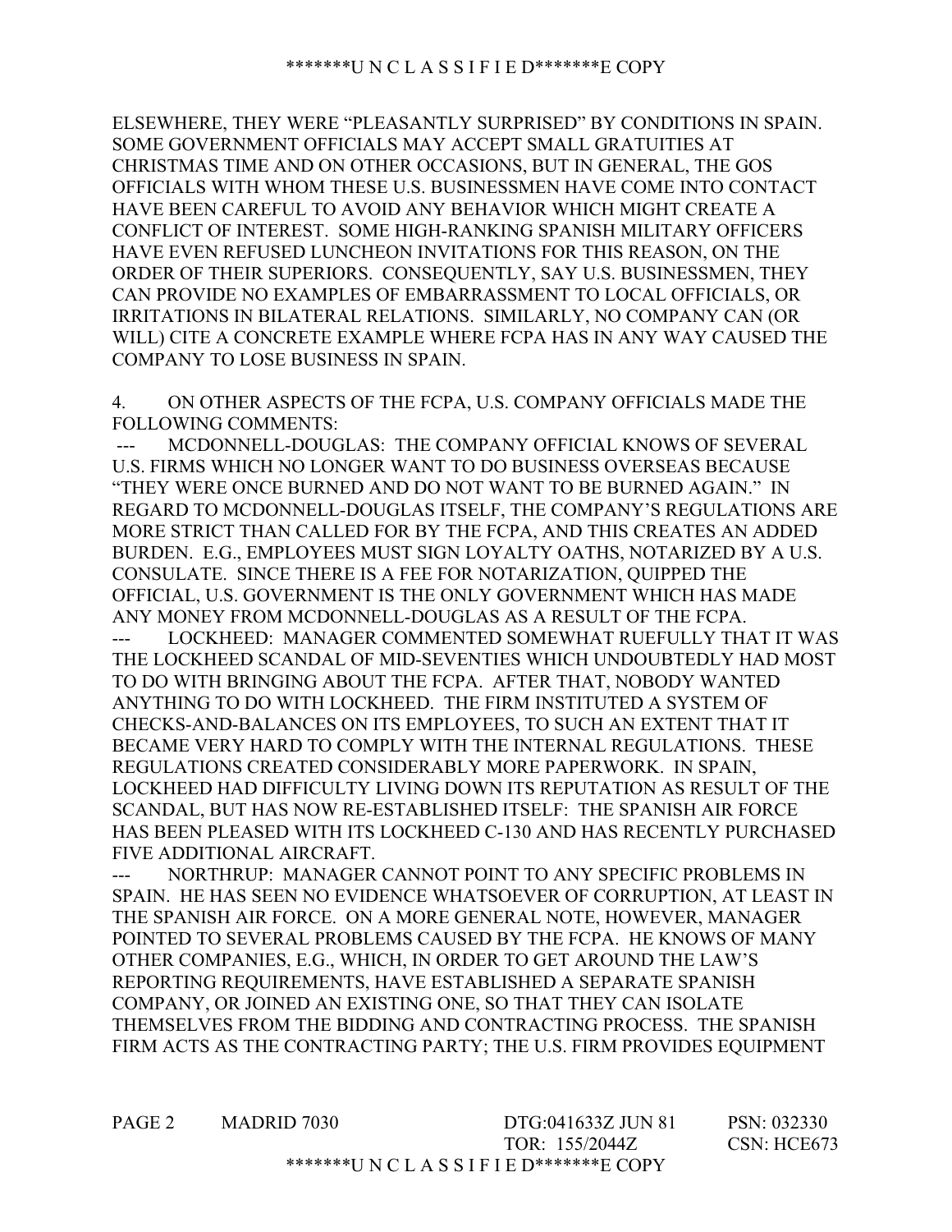ELSEWHERE, THEY WERE "PLEASANTLY SURPRISED" BY CONDITIONS IN SPAIN. SOME GOVERNMENT OFFICIALS MAY ACCEPT SMALL GRATUITIES AT CHRISTMAS TIME AND ON OTHER OCCASIONS, BUT IN GENERAL, THE GOS OFFICIALS WITH WHOM THESE U.S. BUSINESSMEN HAVE COME INTO CONTACT HAVE BEEN CAREFUL TO AVOID ANY BEHAVIOR WHICH MIGHT CREATE A CONFLICT OF INTEREST. SOME HIGH-RANKING SPANISH MILITARY OFFICERS HAVE EVEN REFUSED LUNCHEON INVITATIONS FOR THIS REASON, ON THE ORDER OF THEIR SUPERIORS. CONSEQUENTLY, SAY U.S. BUSINESSMEN, THEY CAN PROVIDE NO EXAMPLES OF EMBARRASSMENT TO LOCAL OFFICIALS, OR IRRITATIONS IN BILATERAL RELATIONS. SIMILARLY, NO COMPANY CAN (OR WILL) CITE A CONCRETE EXAMPLE WHERE FCPA HAS IN ANY WAY CAUSED THE COMPANY TO LOSE BUSINESS IN SPAIN.

4. ON OTHER ASPECTS OF THE FCPA, U.S. COMPANY OFFICIALS MADE THE FOLLOWING COMMENTS:

--- MCDONNELL-DOUGLAS: THE COMPANY OFFICIAL KNOWS OF SEVERAL U.S. FIRMS WHICH NO LONGER WANT TO DO BUSINESS OVERSEAS BECAUSE "THEY WERE ONCE BURNED AND DO NOT WANT TO BE BURNED AGAIN." IN REGARD TO MCDONNELL-DOUGLAS ITSELF, THE COMPANY'S REGULATIONS ARE MORE STRICT THAN CALLED FOR BY THE FCPA, AND THIS CREATES AN ADDED BURDEN. E.G., EMPLOYEES MUST SIGN LOYALTY OATHS, NOTARIZED BY A U.S. CONSULATE. SINCE THERE IS A FEE FOR NOTARIZATION, QUIPPED THE OFFICIAL, U.S. GOVERNMENT IS THE ONLY GOVERNMENT WHICH HAS MADE ANY MONEY FROM MCDONNELL-DOUGLAS AS A RESULT OF THE FCPA.

--- LOCKHEED: MANAGER COMMENTED SOMEWHAT RUEFULLY THAT IT WAS THE LOCKHEED SCANDAL OF MID-SEVENTIES WHICH UNDOUBTEDLY HAD MOST TO DO WITH BRINGING ABOUT THE FCPA. AFTER THAT, NOBODY WANTED ANYTHING TO DO WITH LOCKHEED. THE FIRM INSTITUTED A SYSTEM OF CHECKS-AND-BALANCES ON ITS EMPLOYEES, TO SUCH AN EXTENT THAT IT BECAME VERY HARD TO COMPLY WITH THE INTERNAL REGULATIONS. THESE REGULATIONS CREATED CONSIDERABLY MORE PAPERWORK. IN SPAIN, LOCKHEED HAD DIFFICULTY LIVING DOWN ITS REPUTATION AS RESULT OF THE SCANDAL, BUT HAS NOW RE-ESTABLISHED ITSELF: THE SPANISH AIR FORCE HAS BEEN PLEASED WITH ITS LOCKHEED C-130 AND HAS RECENTLY PURCHASED FIVE ADDITIONAL AIRCRAFT.

--- NORTHRUP: MANAGER CANNOT POINT TO ANY SPECIFIC PROBLEMS IN SPAIN. HE HAS SEEN NO EVIDENCE WHATSOEVER OF CORRUPTION, AT LEAST IN THE SPANISH AIR FORCE. ON A MORE GENERAL NOTE, HOWEVER, MANAGER POINTED TO SEVERAL PROBLEMS CAUSED BY THE FCPA. HE KNOWS OF MANY OTHER COMPANIES, E.G., WHICH, IN ORDER TO GET AROUND THE LAW'S REPORTING REQUIREMENTS, HAVE ESTABLISHED A SEPARATE SPANISH COMPANY, OR JOINED AN EXISTING ONE, SO THAT THEY CAN ISOLATE THEMSELVES FROM THE BIDDING AND CONTRACTING PROCESS. THE SPANISH FIRM ACTS AS THE CONTRACTING PARTY; THE U.S. FIRM PROVIDES EQUIPMENT

PAGE 2 MADRID 7030 DTG:041633Z JUN 81 PSN: 032330
TOR: 155/2044Z CSN: HCE673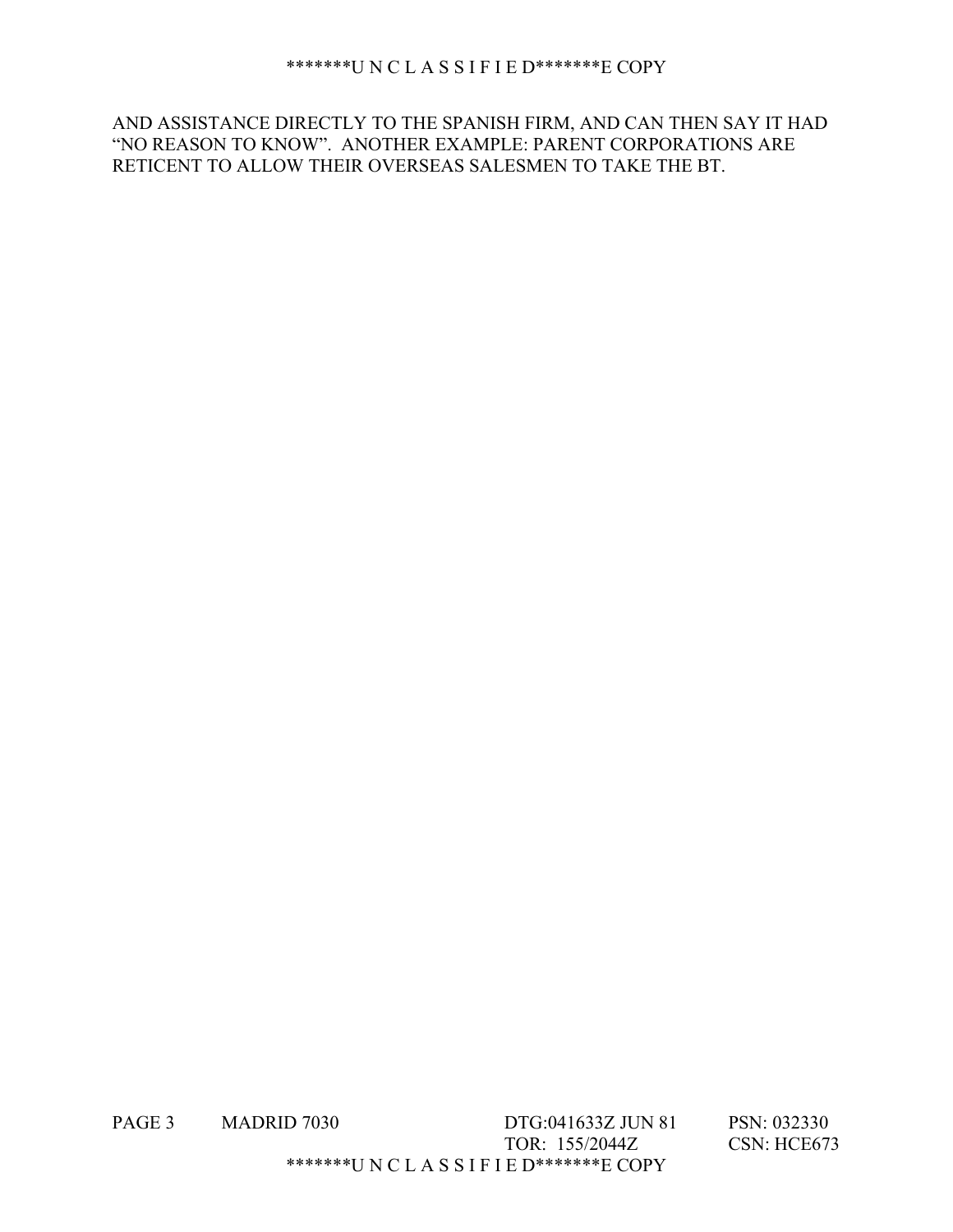AND ASSISTANCE DIRECTLY TO THE SPANISH FIRM, AND CAN THEN SAY IT HAD "NO REASON TO KNOW". ANOTHER EXAMPLE: PARENT CORPORATIONS ARE RETICENT TO ALLOW THEIR OVERSEAS SALESMEN TO TAKE THE BT.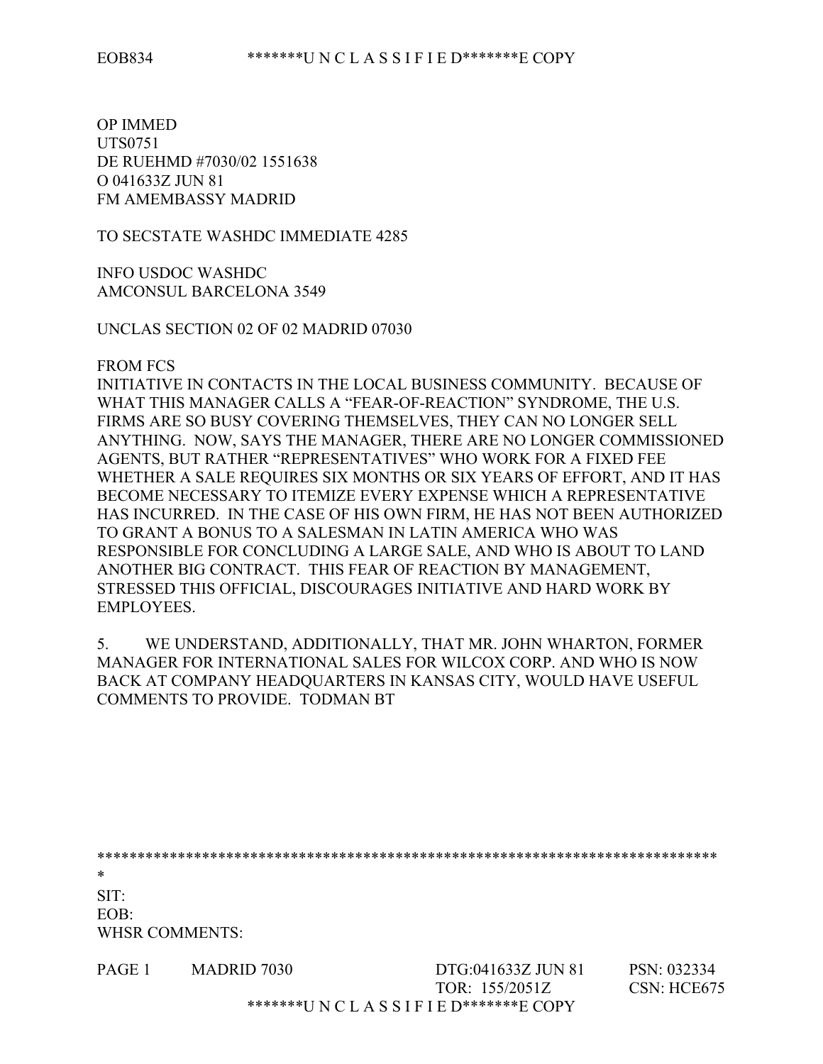OP IMMED
UTS0751
DE RUEHMD #7030/02 1551638
O 041633Z JUN 81
FM AMEMBASSY MADRID

TO SECSTATE WASHDC IMMEDIATE 4285

INFO USDOC WASHDC
AMCONSUL BARCELONA 3549

UNCLAS SECTION 02 OF 02 MADRID 07030

FROM FCS
INITIATIVE IN CONTACTS IN THE LOCAL BUSINESS COMMUNITY. BECAUSE OF WHAT THIS MANAGER CALLS A "FEAR-OF-REACTION" SYNDROME, THE U.S. FIRMS ARE SO BUSY COVERING THEMSELVES, THEY CAN NO LONGER SELL ANYTHING. NOW, SAYS THE MANAGER, THERE ARE NO LONGER COMMISSIONED AGENTS, BUT RATHER "REPRESENTATIVES" WHO WORK FOR A FIXED FEE WHETHER A SALE REQUIRES SIX MONTHS OR SIX YEARS OF EFFORT, AND IT HAS BECOME NECESSARY TO ITEMIZE EVERY EXPENSE WHICH A REPRESENTATIVE HAS INCURRED. IN THE CASE OF HIS OWN FIRM, HE HAS NOT BEEN AUTHORIZED TO GRANT A BONUS TO A SALESMAN IN LATIN AMERICA WHO WAS RESPONSIBLE FOR CONCLUDING A LARGE SALE, AND WHO IS ABOUT TO LAND ANOTHER BIG CONTRACT. THIS FEAR OF REACTION BY MANAGEMENT, STRESSED THIS OFFICIAL, DISCOURAGES INITIATIVE AND HARD WORK BY EMPLOYEES.

5. WE UNDERSTAND, ADDITIONALLY, THAT MR. JOHN WHARTON, FORMER MANAGER FOR INTERNATIONAL SALES FOR WILCOX CORP. AND WHO IS NOW BACK AT COMPANY HEADQUARTERS IN KANSAS CITY, WOULD HAVE USEFUL COMMENTS TO PROVIDE. TODMAN BT

********************************************************************************

SIT:
EOB:
WHSR COMMENTS:

PAGE 1 MADRID 7030 DTG:041633Z JUN 81 PSN: 032334
TOR: 155/2051Z CSN: HCE675